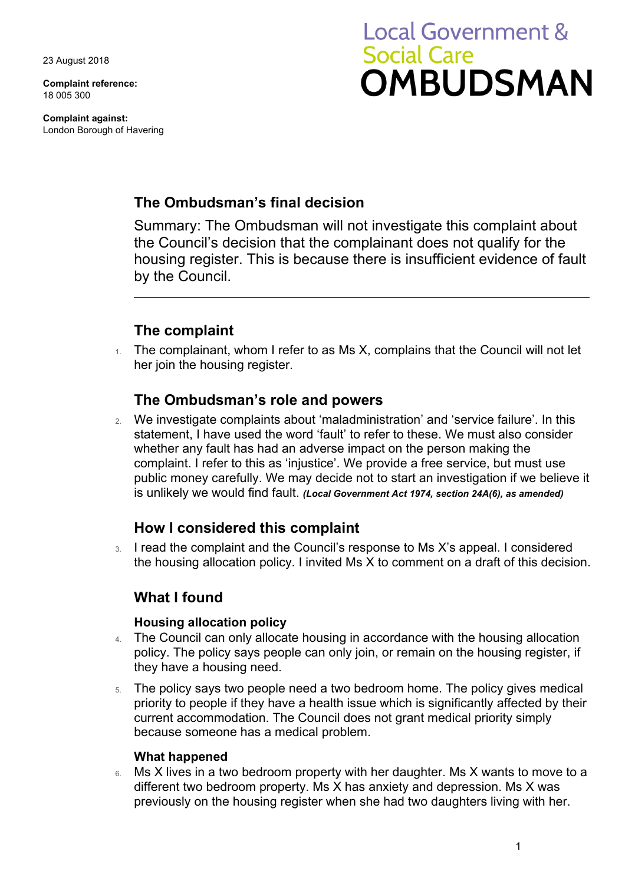23 August 2018

**Complaint reference:**
18 005 300

**Complaint against:**
London Borough of Havering

Local Government & Social Care
**OMBUDSMAN**

## The Ombudsman's final decision

Summary: The Ombudsman will not investigate this complaint about the Council's decision that the complainant does not qualify for the housing register. This is because there is insufficient evidence of fault by the Council.

---

## The complaint

1. The complainant, whom I refer to as Ms X, complains that the Council will not let her join the housing register.

## The Ombudsman's role and powers

2. We investigate complaints about 'maladministration' and 'service failure'. In this statement, I have used the word 'fault' to refer to these. We must also consider whether any fault has had an adverse impact on the person making the complaint. I refer to this as 'injustice'. We provide a free service, but must use public money carefully. We may decide not to start an investigation if we believe it is unlikely we would find fault. ***(Local Government Act 1974, section 24A(6), as amended)***

## How I considered this complaint

3. I read the complaint and the Council's response to Ms X's appeal. I considered the housing allocation policy. I invited Ms X to comment on a draft of this decision.

## What I found

### Housing allocation policy

4. The Council can only allocate housing in accordance with the housing allocation policy. The policy says people can only join, or remain on the housing register, if they have a housing need.
5. The policy says two people need a two bedroom home. The policy gives medical priority to people if they have a health issue which is significantly affected by their current accommodation. The Council does not grant medical priority simply because someone has a medical problem.

### What happened

6. Ms X lives in a two bedroom property with her daughter. Ms X wants to move to a different two bedroom property. Ms X has anxiety and depression. Ms X was previously on the housing register when she had two daughters living with her.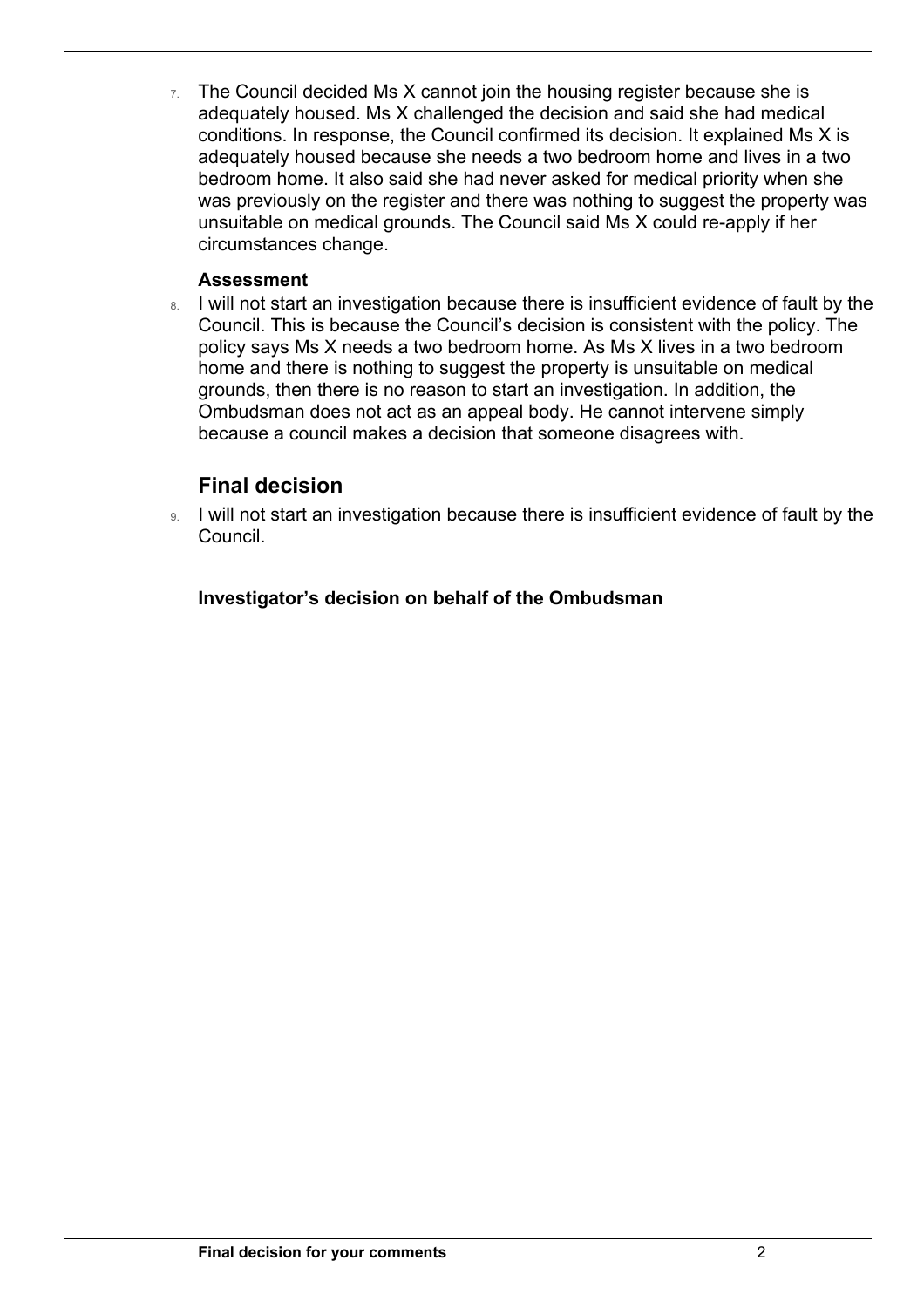7. The Council decided Ms X cannot join the housing register because she is adequately housed. Ms X challenged the decision and said she had medical conditions. In response, the Council confirmed its decision. It explained Ms X is adequately housed because she needs a two bedroom home and lives in a two bedroom home. It also said she had never asked for medical priority when she was previously on the register and there was nothing to suggest the property was unsuitable on medical grounds. The Council said Ms X could re-apply if her circumstances change.

### Assessment

8. I will not start an investigation because there is insufficient evidence of fault by the Council. This is because the Council's decision is consistent with the policy. The policy says Ms X needs a two bedroom home. As Ms X lives in a two bedroom home and there is nothing to suggest the property is unsuitable on medical grounds, then there is no reason to start an investigation. In addition, the Ombudsman does not act as an appeal body. He cannot intervene simply because a council makes a decision that someone disagrees with.

## Final decision

9. I will not start an investigation because there is insufficient evidence of fault by the Council.

**Investigator's decision on behalf of the Ombudsman**